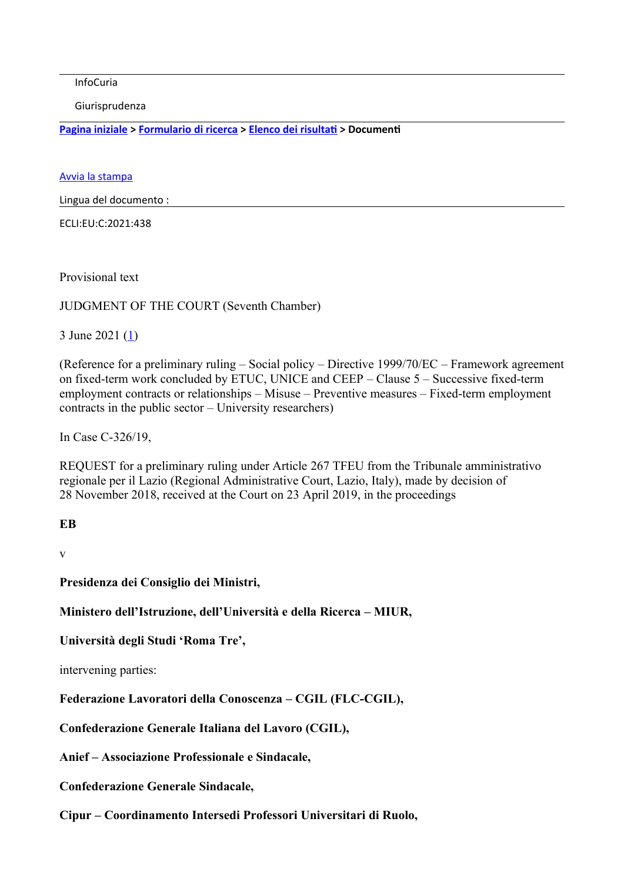InfoCuria

Giurisprudenza

[Pagina iniziale](#) > [Formulario di ricerca](#) > [Elenco dei risultati](#) > **Documenti**

[Avvia la stampa](#)

Lingua del documento :

ECLI:EU:C:2021:438

Provisional text

JUDGMENT OF THE COURT (Seventh Chamber)

3 June 2021 ([1](#))

(Reference for a preliminary ruling – Social policy – Directive 1999/70/EC – Framework agreement on fixed-term work concluded by ETUC, UNICE and CEEP – Clause 5 – Successive fixed-term employment contracts or relationships – Misuse – Preventive measures – Fixed-term employment contracts in the public sector – University researchers)

In Case C-326/19,

REQUEST for a preliminary ruling under Article 267 TFEU from the Tribunale amministrativo regionale per il Lazio (Regional Administrative Court, Lazio, Italy), made by decision of 28 November 2018, received at the Court on 23 April 2019, in the proceedings

**EB**

v

**Presidenza dei Consiglio dei Ministri,**

**Ministero dell'Istruzione, dell'Università e della Ricerca – MIUR,**

**Università degli Studi 'Roma Tre',**

intervening parties:

**Federazione Lavoratori della Conoscenza – CGIL (FLC-CGIL),**

**Confederazione Generale Italiana del Lavoro (CGIL),**

**Anief – Associazione Professionale e Sindacale,**

**Confederazione Generale Sindacale,**

**Cipur – Coordinamento Intersedi Professori Universitari di Ruolo,**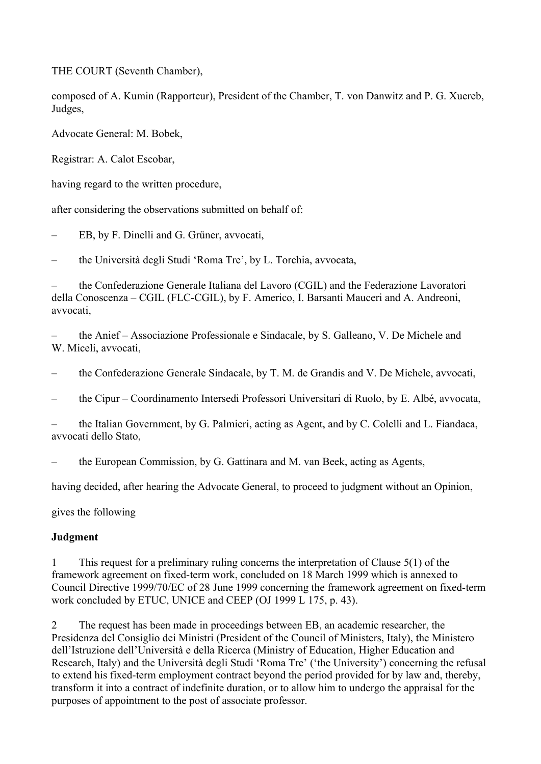THE COURT (Seventh Chamber),

composed of A. Kumin (Rapporteur), President of the Chamber, T. von Danwitz and P. G. Xuereb, Judges,

Advocate General: M. Bobek,

Registrar: A. Calot Escobar,

having regard to the written procedure,

after considering the observations submitted on behalf of:

– EB, by F. Dinelli and G. Grüner, avvocati,

– the Università degli Studi 'Roma Tre', by L. Torchia, avvocata,

– the Confederazione Generale Italiana del Lavoro (CGIL) and the Federazione Lavoratori della Conoscenza – CGIL (FLC-CGIL), by F. Americo, I. Barsanti Mauceri and A. Andreoni, avvocati,

– the Anief – Associazione Professionale e Sindacale, by S. Galleano, V. De Michele and W. Miceli, avvocati,

– the Confederazione Generale Sindacale, by T. M. de Grandis and V. De Michele, avvocati,

– the Cipur – Coordinamento Intersedi Professori Universitari di Ruolo, by E. Albé, avvocata,

– the Italian Government, by G. Palmieri, acting as Agent, and by C. Colelli and L. Fiandaca, avvocati dello Stato,

– the European Commission, by G. Gattinara and M. van Beek, acting as Agents,

having decided, after hearing the Advocate General, to proceed to judgment without an Opinion,

gives the following

**Judgment**

1 This request for a preliminary ruling concerns the interpretation of Clause 5(1) of the framework agreement on fixed-term work, concluded on 18 March 1999 which is annexed to Council Directive 1999/70/EC of 28 June 1999 concerning the framework agreement on fixed-term work concluded by ETUC, UNICE and CEEP (OJ 1999 L 175, p. 43).

2 The request has been made in proceedings between EB, an academic researcher, the Presidenza del Consiglio dei Ministri (President of the Council of Ministers, Italy), the Ministero dell'Istruzione dell'Università e della Ricerca (Ministry of Education, Higher Education and Research, Italy) and the Università degli Studi 'Roma Tre' ('the University') concerning the refusal to extend his fixed-term employment contract beyond the period provided for by law and, thereby, transform it into a contract of indefinite duration, or to allow him to undergo the appraisal for the purposes of appointment to the post of associate professor.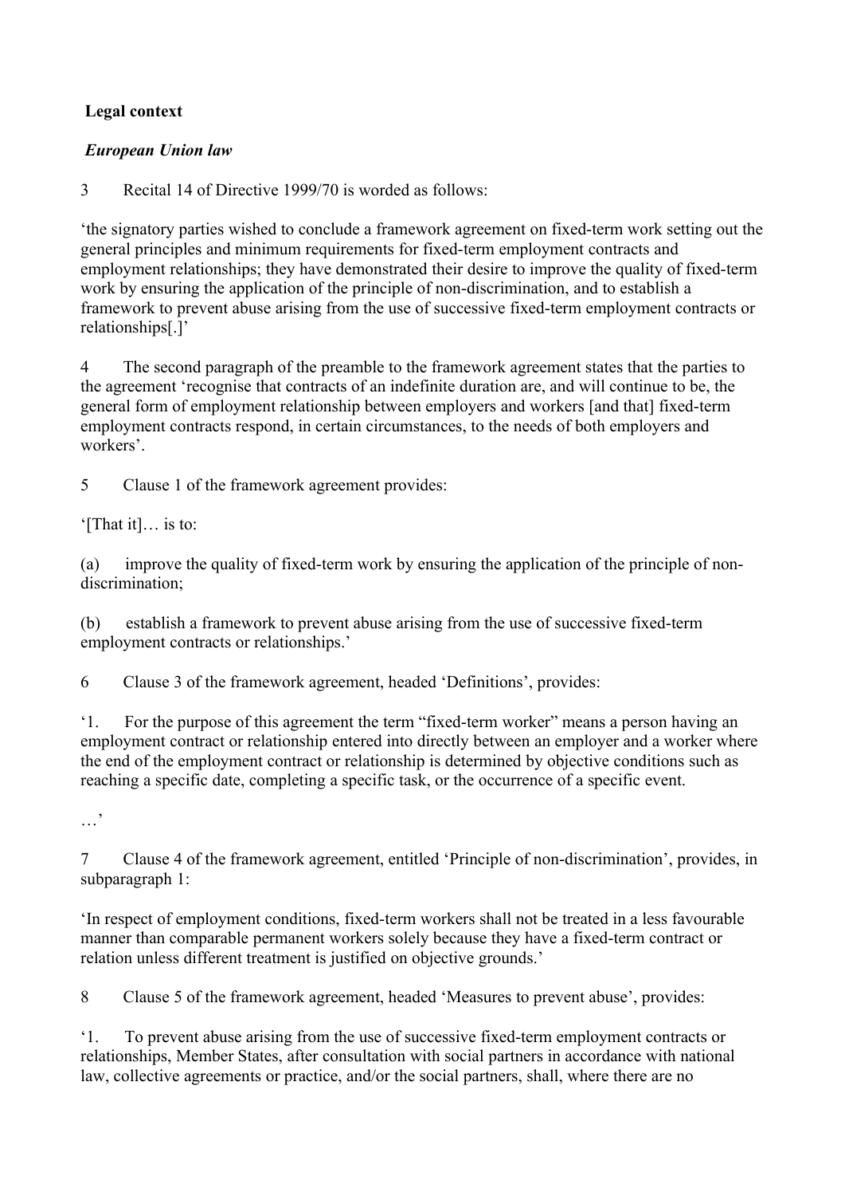**Legal context**

***European Union law***

3 Recital 14 of Directive 1999/70 is worded as follows:

'the signatory parties wished to conclude a framework agreement on fixed-term work setting out the general principles and minimum requirements for fixed-term employment contracts and employment relationships; they have demonstrated their desire to improve the quality of fixed-term work by ensuring the application of the principle of non-discrimination, and to establish a framework to prevent abuse arising from the use of successive fixed-term employment contracts or relationships[.]'

4 The second paragraph of the preamble to the framework agreement states that the parties to the agreement 'recognise that contracts of an indefinite duration are, and will continue to be, the general form of employment relationship between employers and workers [and that] fixed-term employment contracts respond, in certain circumstances, to the needs of both employers and workers'.

5 Clause 1 of the framework agreement provides:

'[That it]… is to:

(a) improve the quality of fixed-term work by ensuring the application of the principle of non-discrimination;

(b) establish a framework to prevent abuse arising from the use of successive fixed-term employment contracts or relationships.'

6 Clause 3 of the framework agreement, headed 'Definitions', provides:

'1. For the purpose of this agreement the term "fixed-term worker" means a person having an employment contract or relationship entered into directly between an employer and a worker where the end of the employment contract or relationship is determined by objective conditions such as reaching a specific date, completing a specific task, or the occurrence of a specific event.

…'

7 Clause 4 of the framework agreement, entitled 'Principle of non-discrimination', provides, in subparagraph 1:

'In respect of employment conditions, fixed-term workers shall not be treated in a less favourable manner than comparable permanent workers solely because they have a fixed-term contract or relation unless different treatment is justified on objective grounds.'

8 Clause 5 of the framework agreement, headed 'Measures to prevent abuse', provides:

'1. To prevent abuse arising from the use of successive fixed-term employment contracts or relationships, Member States, after consultation with social partners in accordance with national law, collective agreements or practice, and/or the social partners, shall, where there are no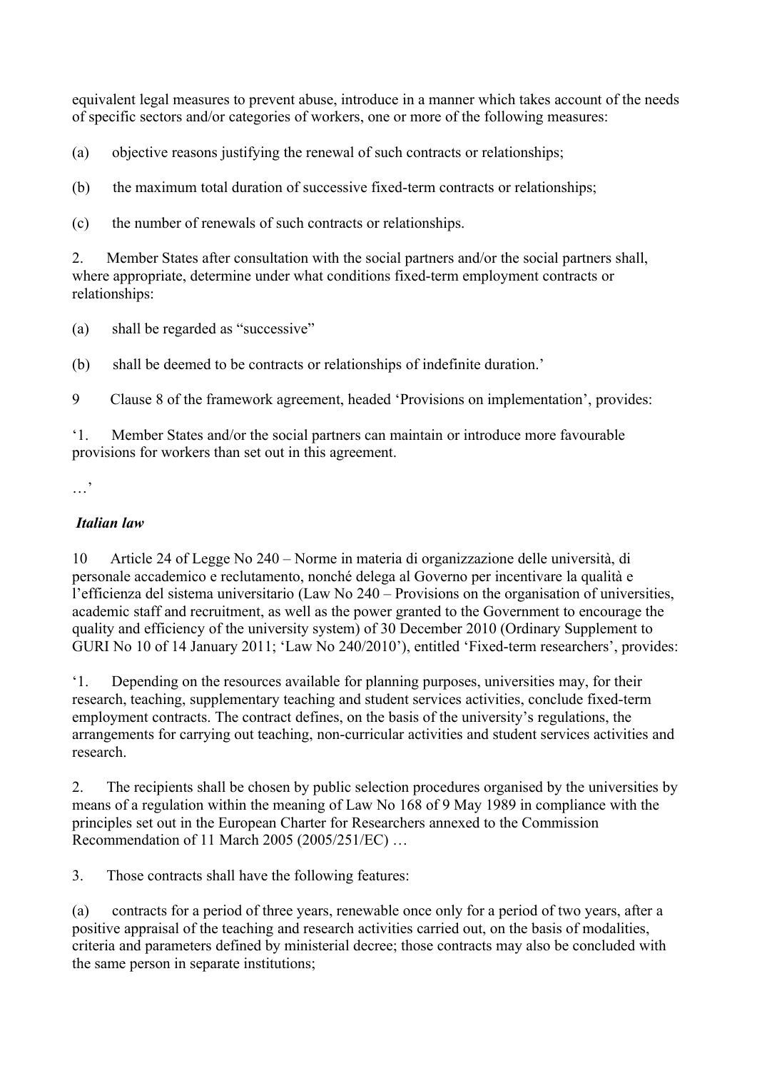equivalent legal measures to prevent abuse, introduce in a manner which takes account of the needs of specific sectors and/or categories of workers, one or more of the following measures:

(a) objective reasons justifying the renewal of such contracts or relationships;

(b) the maximum total duration of successive fixed-term contracts or relationships;

(c) the number of renewals of such contracts or relationships.

2. Member States after consultation with the social partners and/or the social partners shall, where appropriate, determine under what conditions fixed-term employment contracts or relationships:

(a) shall be regarded as "successive"

(b) shall be deemed to be contracts or relationships of indefinite duration.'

9 Clause 8 of the framework agreement, headed 'Provisions on implementation', provides:

'1. Member States and/or the social partners can maintain or introduce more favourable provisions for workers than set out in this agreement.

…'

***Italian law***

10 Article 24 of Legge No 240 – Norme in materia di organizzazione delle università, di personale accademico e reclutamento, nonché delega al Governo per incentivare la qualità e l'efficienza del sistema universitario (Law No 240 – Provisions on the organisation of universities, academic staff and recruitment, as well as the power granted to the Government to encourage the quality and efficiency of the university system) of 30 December 2010 (Ordinary Supplement to GURI No 10 of 14 January 2011; 'Law No 240/2010'), entitled 'Fixed-term researchers', provides:

'1. Depending on the resources available for planning purposes, universities may, for their research, teaching, supplementary teaching and student services activities, conclude fixed-term employment contracts. The contract defines, on the basis of the university's regulations, the arrangements for carrying out teaching, non-curricular activities and student services activities and research.

2. The recipients shall be chosen by public selection procedures organised by the universities by means of a regulation within the meaning of Law No 168 of 9 May 1989 in compliance with the principles set out in the European Charter for Researchers annexed to the Commission Recommendation of 11 March 2005 (2005/251/EC) …

3. Those contracts shall have the following features:

(a) contracts for a period of three years, renewable once only for a period of two years, after a positive appraisal of the teaching and research activities carried out, on the basis of modalities, criteria and parameters defined by ministerial decree; those contracts may also be concluded with the same person in separate institutions;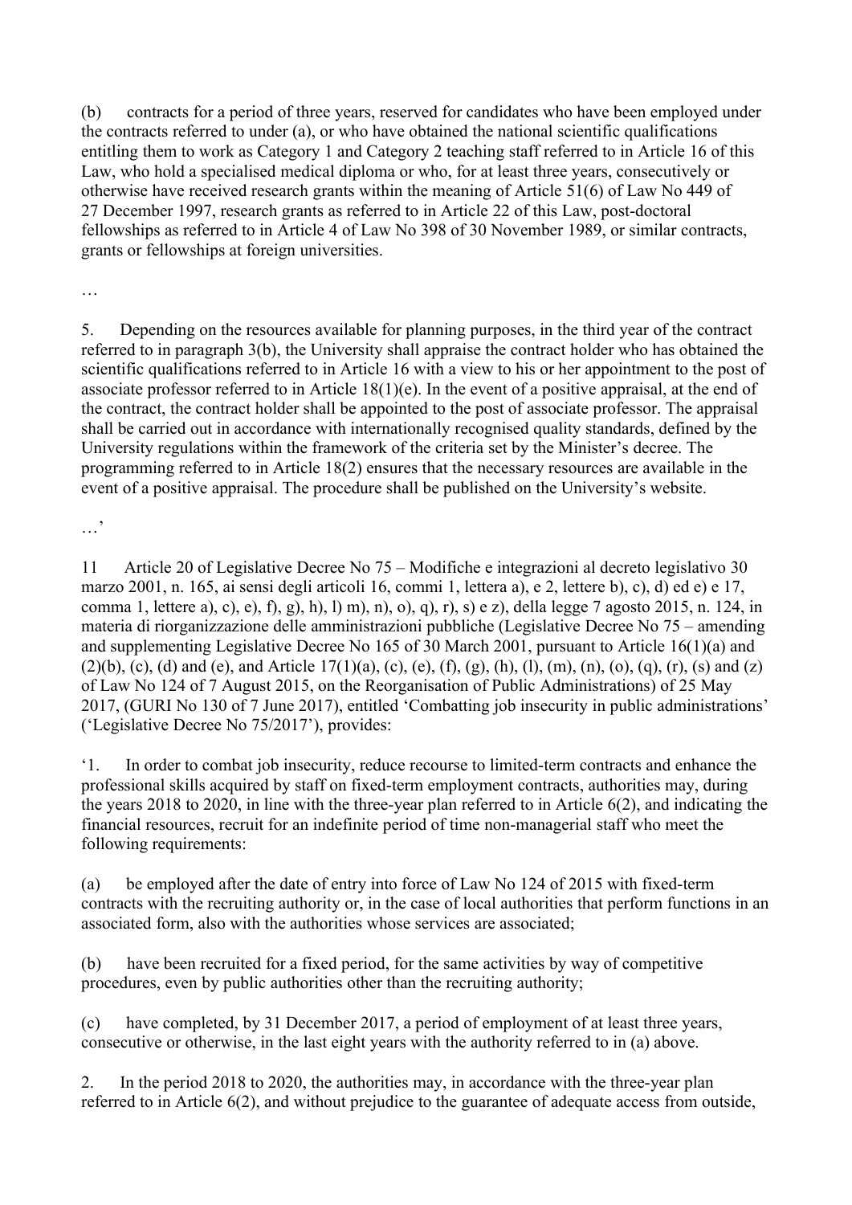(b) contracts for a period of three years, reserved for candidates who have been employed under the contracts referred to under (a), or who have obtained the national scientific qualifications entitling them to work as Category 1 and Category 2 teaching staff referred to in Article 16 of this Law, who hold a specialised medical diploma or who, for at least three years, consecutively or otherwise have received research grants within the meaning of Article 51(6) of Law No 449 of 27 December 1997, research grants as referred to in Article 22 of this Law, post-doctoral fellowships as referred to in Article 4 of Law No 398 of 30 November 1989, or similar contracts, grants or fellowships at foreign universities.

…

5. Depending on the resources available for planning purposes, in the third year of the contract referred to in paragraph 3(b), the University shall appraise the contract holder who has obtained the scientific qualifications referred to in Article 16 with a view to his or her appointment to the post of associate professor referred to in Article 18(1)(e). In the event of a positive appraisal, at the end of the contract, the contract holder shall be appointed to the post of associate professor. The appraisal shall be carried out in accordance with internationally recognised quality standards, defined by the University regulations within the framework of the criteria set by the Minister's decree. The programming referred to in Article 18(2) ensures that the necessary resources are available in the event of a positive appraisal. The procedure shall be published on the University's website.

…'

11 Article 20 of Legislative Decree No 75 – Modifiche e integrazioni al decreto legislativo 30 marzo 2001, n. 165, ai sensi degli articoli 16, commi 1, lettera a), e 2, lettere b), c), d) ed e) e 17, comma 1, lettere a), c), e), f), g), h), l) m), n), o), q), r), s) e z), della legge 7 agosto 2015, n. 124, in materia di riorganizzazione delle amministrazioni pubbliche (Legislative Decree No 75 – amending and supplementing Legislative Decree No 165 of 30 March 2001, pursuant to Article 16(1)(a) and (2)(b), (c), (d) and (e), and Article 17(1)(a), (c), (e), (f), (g), (h), (l), (m), (n), (o), (q), (r), (s) and (z) of Law No 124 of 7 August 2015, on the Reorganisation of Public Administrations) of 25 May 2017, (GURI No 130 of 7 June 2017), entitled 'Combatting job insecurity in public administrations' ('Legislative Decree No 75/2017'), provides:

'1. In order to combat job insecurity, reduce recourse to limited-term contracts and enhance the professional skills acquired by staff on fixed-term employment contracts, authorities may, during the years 2018 to 2020, in line with the three-year plan referred to in Article 6(2), and indicating the financial resources, recruit for an indefinite period of time non-managerial staff who meet the following requirements:

(a) be employed after the date of entry into force of Law No 124 of 2015 with fixed-term contracts with the recruiting authority or, in the case of local authorities that perform functions in an associated form, also with the authorities whose services are associated;

(b) have been recruited for a fixed period, for the same activities by way of competitive procedures, even by public authorities other than the recruiting authority;

(c) have completed, by 31 December 2017, a period of employment of at least three years, consecutive or otherwise, in the last eight years with the authority referred to in (a) above.

2. In the period 2018 to 2020, the authorities may, in accordance with the three-year plan referred to in Article 6(2), and without prejudice to the guarantee of adequate access from outside,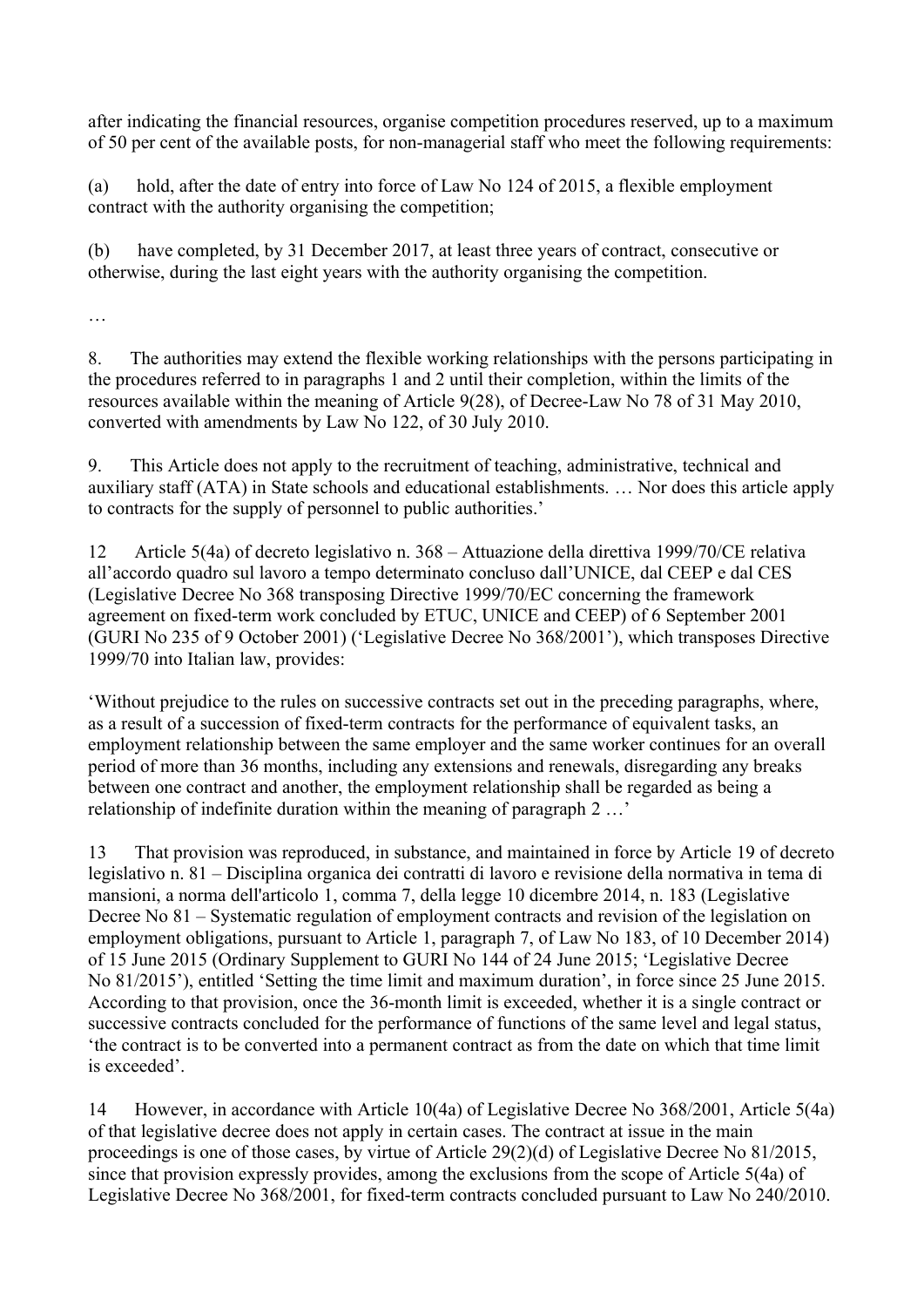after indicating the financial resources, organise competition procedures reserved, up to a maximum of 50 per cent of the available posts, for non-managerial staff who meet the following requirements:

(a) hold, after the date of entry into force of Law No 124 of 2015, a flexible employment contract with the authority organising the competition;

(b) have completed, by 31 December 2017, at least three years of contract, consecutive or otherwise, during the last eight years with the authority organising the competition.

…

8. The authorities may extend the flexible working relationships with the persons participating in the procedures referred to in paragraphs 1 and 2 until their completion, within the limits of the resources available within the meaning of Article 9(28), of Decree-Law No 78 of 31 May 2010, converted with amendments by Law No 122, of 30 July 2010.

9. This Article does not apply to the recruitment of teaching, administrative, technical and auxiliary staff (ATA) in State schools and educational establishments. … Nor does this article apply to contracts for the supply of personnel to public authorities.'

12 Article 5(4a) of decreto legislativo n. 368 – Attuazione della direttiva 1999/70/CE relativa all'accordo quadro sul lavoro a tempo determinato concluso dall'UNICE, dal CEEP e dal CES (Legislative Decree No 368 transposing Directive 1999/70/EC concerning the framework agreement on fixed-term work concluded by ETUC, UNICE and CEEP) of 6 September 2001 (GURI No 235 of 9 October 2001) ('Legislative Decree No 368/2001'), which transposes Directive 1999/70 into Italian law, provides:

'Without prejudice to the rules on successive contracts set out in the preceding paragraphs, where, as a result of a succession of fixed-term contracts for the performance of equivalent tasks, an employment relationship between the same employer and the same worker continues for an overall period of more than 36 months, including any extensions and renewals, disregarding any breaks between one contract and another, the employment relationship shall be regarded as being a relationship of indefinite duration within the meaning of paragraph 2 …'

13 That provision was reproduced, in substance, and maintained in force by Article 19 of decreto legislativo n. 81 – Disciplina organica dei contratti di lavoro e revisione della normativa in tema di mansioni, a norma dell'articolo 1, comma 7, della legge 10 dicembre 2014, n. 183 (Legislative Decree No 81 – Systematic regulation of employment contracts and revision of the legislation on employment obligations, pursuant to Article 1, paragraph 7, of Law No 183, of 10 December 2014) of 15 June 2015 (Ordinary Supplement to GURI No 144 of 24 June 2015; 'Legislative Decree No 81/2015'), entitled 'Setting the time limit and maximum duration', in force since 25 June 2015. According to that provision, once the 36-month limit is exceeded, whether it is a single contract or successive contracts concluded for the performance of functions of the same level and legal status, 'the contract is to be converted into a permanent contract as from the date on which that time limit is exceeded'.

14 However, in accordance with Article 10(4a) of Legislative Decree No 368/2001, Article 5(4a) of that legislative decree does not apply in certain cases. The contract at issue in the main proceedings is one of those cases, by virtue of Article 29(2)(d) of Legislative Decree No 81/2015, since that provision expressly provides, among the exclusions from the scope of Article 5(4a) of Legislative Decree No 368/2001, for fixed-term contracts concluded pursuant to Law No 240/2010.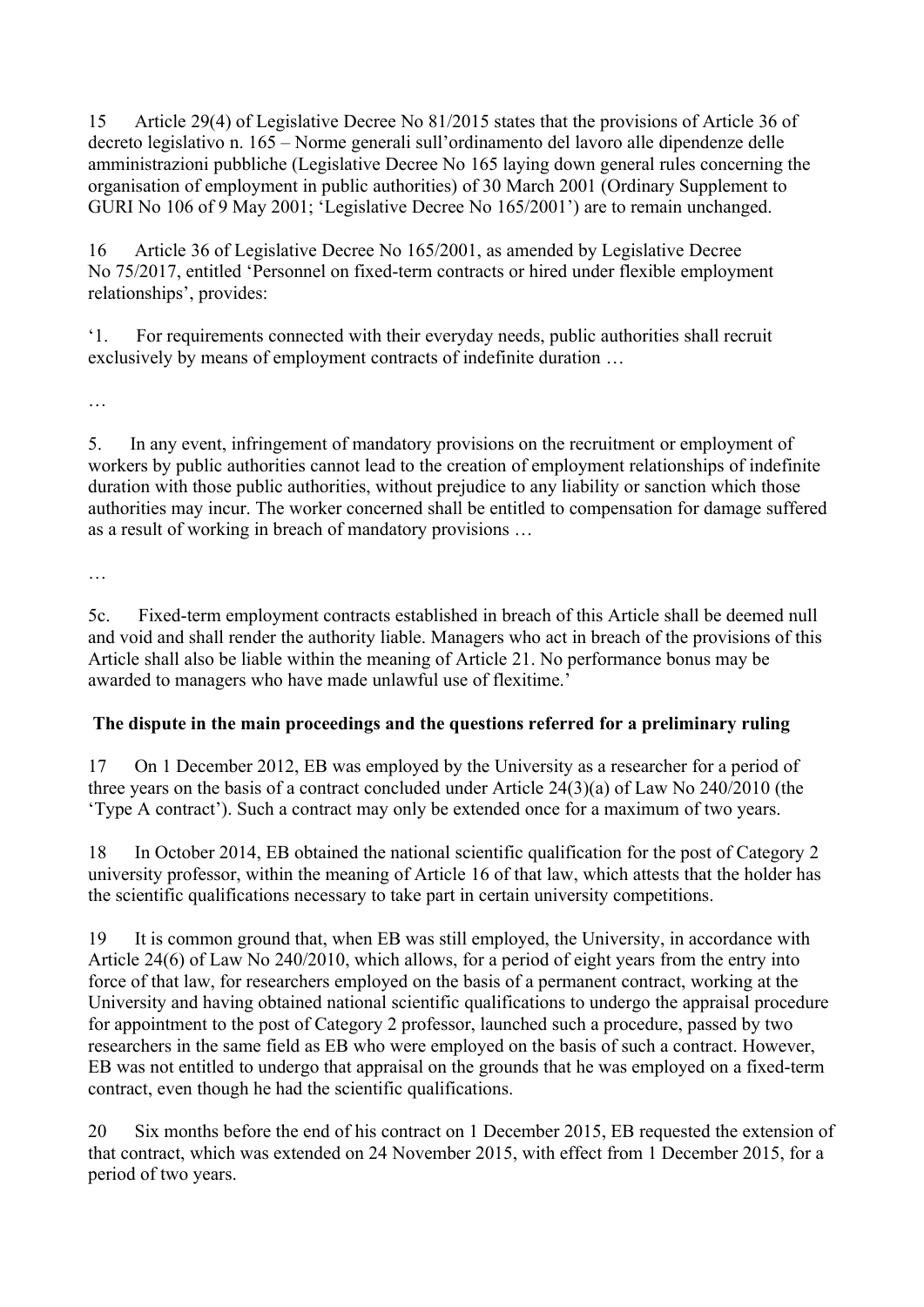15 Article 29(4) of Legislative Decree No 81/2015 states that the provisions of Article 36 of decreto legislativo n. 165 – Norme generali sull'ordinamento del lavoro alle dipendenze delle amministrazioni pubbliche (Legislative Decree No 165 laying down general rules concerning the organisation of employment in public authorities) of 30 March 2001 (Ordinary Supplement to GURI No 106 of 9 May 2001; 'Legislative Decree No 165/2001') are to remain unchanged.

16 Article 36 of Legislative Decree No 165/2001, as amended by Legislative Decree No 75/2017, entitled 'Personnel on fixed-term contracts or hired under flexible employment relationships', provides:

'1. For requirements connected with their everyday needs, public authorities shall recruit exclusively by means of employment contracts of indefinite duration …

…

5. In any event, infringement of mandatory provisions on the recruitment or employment of workers by public authorities cannot lead to the creation of employment relationships of indefinite duration with those public authorities, without prejudice to any liability or sanction which those authorities may incur. The worker concerned shall be entitled to compensation for damage suffered as a result of working in breach of mandatory provisions …

…

5c. Fixed-term employment contracts established in breach of this Article shall be deemed null and void and shall render the authority liable. Managers who act in breach of the provisions of this Article shall also be liable within the meaning of Article 21. No performance bonus may be awarded to managers who have made unlawful use of flexitime.'

## The dispute in the main proceedings and the questions referred for a preliminary ruling

17 On 1 December 2012, EB was employed by the University as a researcher for a period of three years on the basis of a contract concluded under Article 24(3)(a) of Law No 240/2010 (the 'Type A contract'). Such a contract may only be extended once for a maximum of two years.

18 In October 2014, EB obtained the national scientific qualification for the post of Category 2 university professor, within the meaning of Article 16 of that law, which attests that the holder has the scientific qualifications necessary to take part in certain university competitions.

19 It is common ground that, when EB was still employed, the University, in accordance with Article 24(6) of Law No 240/2010, which allows, for a period of eight years from the entry into force of that law, for researchers employed on the basis of a permanent contract, working at the University and having obtained national scientific qualifications to undergo the appraisal procedure for appointment to the post of Category 2 professor, launched such a procedure, passed by two researchers in the same field as EB who were employed on the basis of such a contract. However, EB was not entitled to undergo that appraisal on the grounds that he was employed on a fixed-term contract, even though he had the scientific qualifications.

20 Six months before the end of his contract on 1 December 2015, EB requested the extension of that contract, which was extended on 24 November 2015, with effect from 1 December 2015, for a period of two years.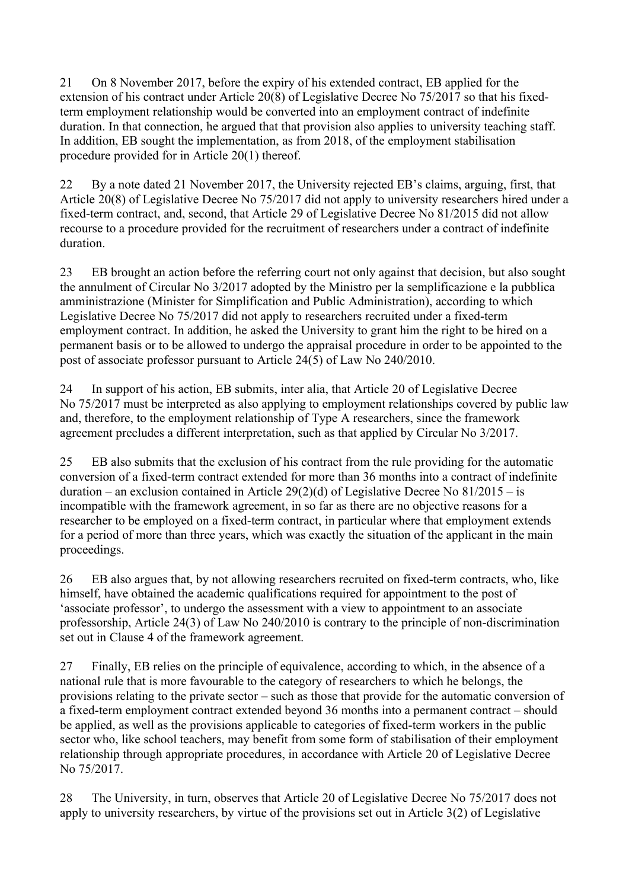21 On 8 November 2017, before the expiry of his extended contract, EB applied for the extension of his contract under Article 20(8) of Legislative Decree No 75/2017 so that his fixed-term employment relationship would be converted into an employment contract of indefinite duration. In that connection, he argued that that provision also applies to university teaching staff. In addition, EB sought the implementation, as from 2018, of the employment stabilisation procedure provided for in Article 20(1) thereof.

22 By a note dated 21 November 2017, the University rejected EB's claims, arguing, first, that Article 20(8) of Legislative Decree No 75/2017 did not apply to university researchers hired under a fixed-term contract, and, second, that Article 29 of Legislative Decree No 81/2015 did not allow recourse to a procedure provided for the recruitment of researchers under a contract of indefinite duration.

23 EB brought an action before the referring court not only against that decision, but also sought the annulment of Circular No 3/2017 adopted by the Ministro per la semplificazione e la pubblica amministrazione (Minister for Simplification and Public Administration), according to which Legislative Decree No 75/2017 did not apply to researchers recruited under a fixed-term employment contract. In addition, he asked the University to grant him the right to be hired on a permanent basis or to be allowed to undergo the appraisal procedure in order to be appointed to the post of associate professor pursuant to Article 24(5) of Law No 240/2010.

24 In support of his action, EB submits, inter alia, that Article 20 of Legislative Decree No 75/2017 must be interpreted as also applying to employment relationships covered by public law and, therefore, to the employment relationship of Type A researchers, since the framework agreement precludes a different interpretation, such as that applied by Circular No 3/2017.

25 EB also submits that the exclusion of his contract from the rule providing for the automatic conversion of a fixed-term contract extended for more than 36 months into a contract of indefinite duration – an exclusion contained in Article 29(2)(d) of Legislative Decree No 81/2015 – is incompatible with the framework agreement, in so far as there are no objective reasons for a researcher to be employed on a fixed-term contract, in particular where that employment extends for a period of more than three years, which was exactly the situation of the applicant in the main proceedings.

26 EB also argues that, by not allowing researchers recruited on fixed-term contracts, who, like himself, have obtained the academic qualifications required for appointment to the post of 'associate professor', to undergo the assessment with a view to appointment to an associate professorship, Article 24(3) of Law No 240/2010 is contrary to the principle of non-discrimination set out in Clause 4 of the framework agreement.

27 Finally, EB relies on the principle of equivalence, according to which, in the absence of a national rule that is more favourable to the category of researchers to which he belongs, the provisions relating to the private sector – such as those that provide for the automatic conversion of a fixed-term employment contract extended beyond 36 months into a permanent contract – should be applied, as well as the provisions applicable to categories of fixed-term workers in the public sector who, like school teachers, may benefit from some form of stabilisation of their employment relationship through appropriate procedures, in accordance with Article 20 of Legislative Decree No 75/2017.

28 The University, in turn, observes that Article 20 of Legislative Decree No 75/2017 does not apply to university researchers, by virtue of the provisions set out in Article 3(2) of Legislative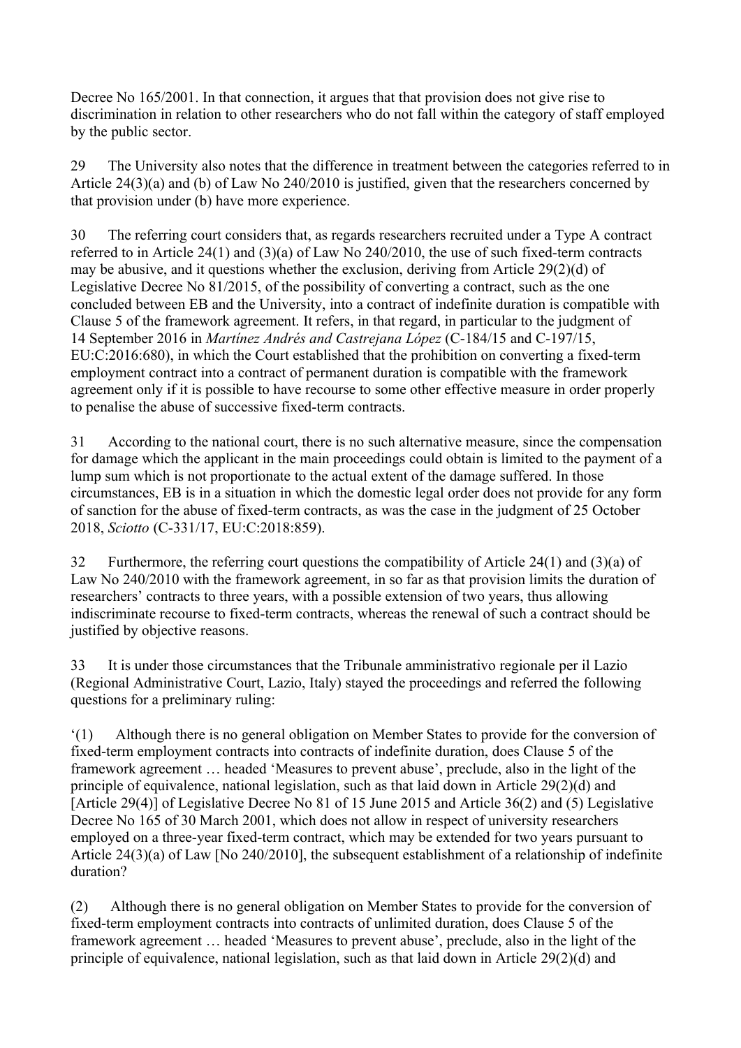Decree No 165/2001. In that connection, it argues that that provision does not give rise to discrimination in relation to other researchers who do not fall within the category of staff employed by the public sector.

29 The University also notes that the difference in treatment between the categories referred to in Article 24(3)(a) and (b) of Law No 240/2010 is justified, given that the researchers concerned by that provision under (b) have more experience.

30 The referring court considers that, as regards researchers recruited under a Type A contract referred to in Article 24(1) and (3)(a) of Law No 240/2010, the use of such fixed-term contracts may be abusive, and it questions whether the exclusion, deriving from Article 29(2)(d) of Legislative Decree No 81/2015, of the possibility of converting a contract, such as the one concluded between EB and the University, into a contract of indefinite duration is compatible with Clause 5 of the framework agreement. It refers, in that regard, in particular to the judgment of 14 September 2016 in *Martínez Andrés and Castrejana López* (C-184/15 and C-197/15, EU:C:2016:680), in which the Court established that the prohibition on converting a fixed-term employment contract into a contract of permanent duration is compatible with the framework agreement only if it is possible to have recourse to some other effective measure in order properly to penalise the abuse of successive fixed-term contracts.

31 According to the national court, there is no such alternative measure, since the compensation for damage which the applicant in the main proceedings could obtain is limited to the payment of a lump sum which is not proportionate to the actual extent of the damage suffered. In those circumstances, EB is in a situation in which the domestic legal order does not provide for any form of sanction for the abuse of fixed-term contracts, as was the case in the judgment of 25 October 2018, *Sciotto* (C-331/17, EU:C:2018:859).

32 Furthermore, the referring court questions the compatibility of Article 24(1) and (3)(a) of Law No 240/2010 with the framework agreement, in so far as that provision limits the duration of researchers' contracts to three years, with a possible extension of two years, thus allowing indiscriminate recourse to fixed-term contracts, whereas the renewal of such a contract should be justified by objective reasons.

33 It is under those circumstances that the Tribunale amministrativo regionale per il Lazio (Regional Administrative Court, Lazio, Italy) stayed the proceedings and referred the following questions for a preliminary ruling:

'(1) Although there is no general obligation on Member States to provide for the conversion of fixed-term employment contracts into contracts of indefinite duration, does Clause 5 of the framework agreement … headed 'Measures to prevent abuse', preclude, also in the light of the principle of equivalence, national legislation, such as that laid down in Article 29(2)(d) and [Article 29(4)] of Legislative Decree No 81 of 15 June 2015 and Article 36(2) and (5) Legislative Decree No 165 of 30 March 2001, which does not allow in respect of university researchers employed on a three-year fixed-term contract, which may be extended for two years pursuant to Article 24(3)(a) of Law [No 240/2010], the subsequent establishment of a relationship of indefinite duration?

(2) Although there is no general obligation on Member States to provide for the conversion of fixed-term employment contracts into contracts of unlimited duration, does Clause 5 of the framework agreement … headed 'Measures to prevent abuse', preclude, also in the light of the principle of equivalence, national legislation, such as that laid down in Article 29(2)(d) and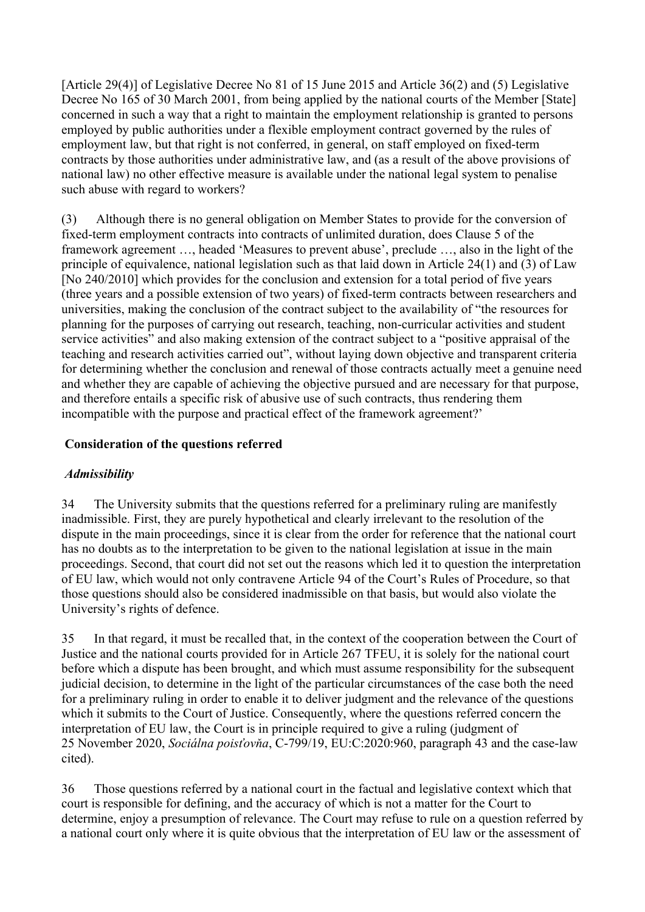[Article 29(4)] of Legislative Decree No 81 of 15 June 2015 and Article 36(2) and (5) Legislative Decree No 165 of 30 March 2001, from being applied by the national courts of the Member [State] concerned in such a way that a right to maintain the employment relationship is granted to persons employed by public authorities under a flexible employment contract governed by the rules of employment law, but that right is not conferred, in general, on staff employed on fixed-term contracts by those authorities under administrative law, and (as a result of the above provisions of national law) no other effective measure is available under the national legal system to penalise such abuse with regard to workers?

(3) Although there is no general obligation on Member States to provide for the conversion of fixed-term employment contracts into contracts of unlimited duration, does Clause 5 of the framework agreement …, headed 'Measures to prevent abuse', preclude …, also in the light of the principle of equivalence, national legislation such as that laid down in Article 24(1) and (3) of Law [No 240/2010] which provides for the conclusion and extension for a total period of five years (three years and a possible extension of two years) of fixed-term contracts between researchers and universities, making the conclusion of the contract subject to the availability of "the resources for planning for the purposes of carrying out research, teaching, non-curricular activities and student service activities" and also making extension of the contract subject to a "positive appraisal of the teaching and research activities carried out", without laying down objective and transparent criteria for determining whether the conclusion and renewal of those contracts actually meet a genuine need and whether they are capable of achieving the objective pursued and are necessary for that purpose, and therefore entails a specific risk of abusive use of such contracts, thus rendering them incompatible with the purpose and practical effect of the framework agreement?'

## Consideration of the questions referred

### *Admissibility*

34 The University submits that the questions referred for a preliminary ruling are manifestly inadmissible. First, they are purely hypothetical and clearly irrelevant to the resolution of the dispute in the main proceedings, since it is clear from the order for reference that the national court has no doubts as to the interpretation to be given to the national legislation at issue in the main proceedings. Second, that court did not set out the reasons which led it to question the interpretation of EU law, which would not only contravene Article 94 of the Court's Rules of Procedure, so that those questions should also be considered inadmissible on that basis, but would also violate the University's rights of defence.

35 In that regard, it must be recalled that, in the context of the cooperation between the Court of Justice and the national courts provided for in Article 267 TFEU, it is solely for the national court before which a dispute has been brought, and which must assume responsibility for the subsequent judicial decision, to determine in the light of the particular circumstances of the case both the need for a preliminary ruling in order to enable it to deliver judgment and the relevance of the questions which it submits to the Court of Justice. Consequently, where the questions referred concern the interpretation of EU law, the Court is in principle required to give a ruling (judgment of 25 November 2020, *Sociálna poisťovňa*, C-799/19, EU:C:2020:960, paragraph 43 and the case-law cited).

36 Those questions referred by a national court in the factual and legislative context which that court is responsible for defining, and the accuracy of which is not a matter for the Court to determine, enjoy a presumption of relevance. The Court may refuse to rule on a question referred by a national court only where it is quite obvious that the interpretation of EU law or the assessment of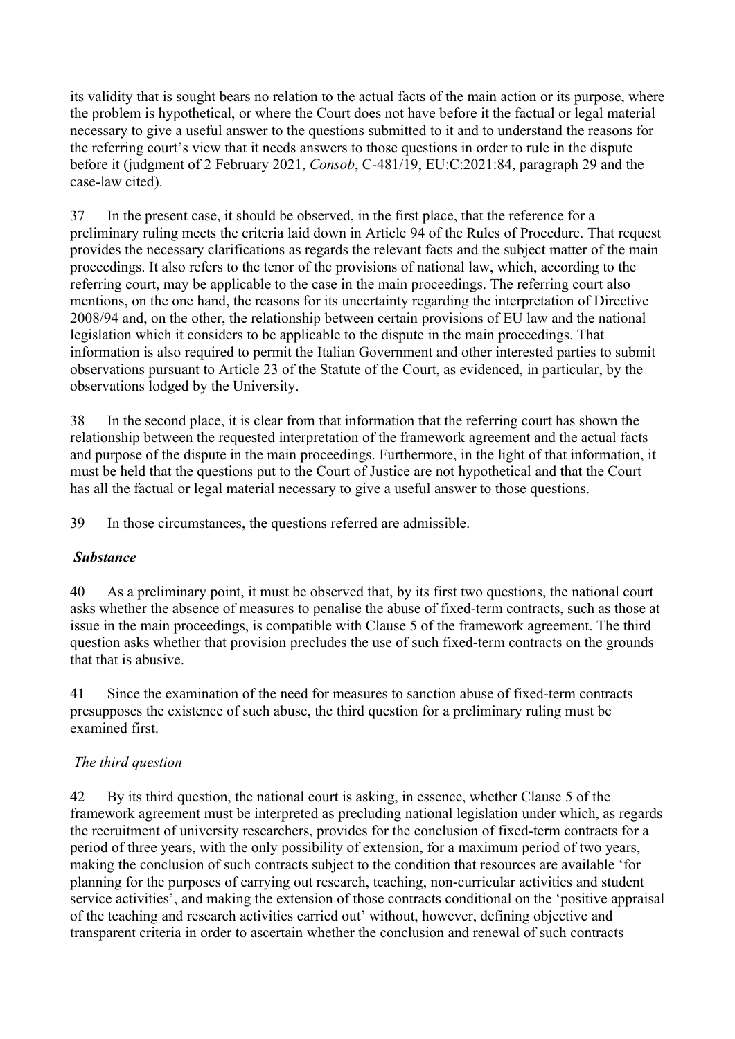its validity that is sought bears no relation to the actual facts of the main action or its purpose, where the problem is hypothetical, or where the Court does not have before it the factual or legal material necessary to give a useful answer to the questions submitted to it and to understand the reasons for the referring court's view that it needs answers to those questions in order to rule in the dispute before it (judgment of 2 February 2021, *Consob*, C-481/19, EU:C:2021:84, paragraph 29 and the case-law cited).

37 In the present case, it should be observed, in the first place, that the reference for a preliminary ruling meets the criteria laid down in Article 94 of the Rules of Procedure. That request provides the necessary clarifications as regards the relevant facts and the subject matter of the main proceedings. It also refers to the tenor of the provisions of national law, which, according to the referring court, may be applicable to the case in the main proceedings. The referring court also mentions, on the one hand, the reasons for its uncertainty regarding the interpretation of Directive 2008/94 and, on the other, the relationship between certain provisions of EU law and the national legislation which it considers to be applicable to the dispute in the main proceedings. That information is also required to permit the Italian Government and other interested parties to submit observations pursuant to Article 23 of the Statute of the Court, as evidenced, in particular, by the observations lodged by the University.

38 In the second place, it is clear from that information that the referring court has shown the relationship between the requested interpretation of the framework agreement and the actual facts and purpose of the dispute in the main proceedings. Furthermore, in the light of that information, it must be held that the questions put to the Court of Justice are not hypothetical and that the Court has all the factual or legal material necessary to give a useful answer to those questions.

39 In those circumstances, the questions referred are admissible.

***Substance***

40 As a preliminary point, it must be observed that, by its first two questions, the national court asks whether the absence of measures to penalise the abuse of fixed-term contracts, such as those at issue in the main proceedings, is compatible with Clause 5 of the framework agreement. The third question asks whether that provision precludes the use of such fixed-term contracts on the grounds that that is abusive.

41 Since the examination of the need for measures to sanction abuse of fixed-term contracts presupposes the existence of such abuse, the third question for a preliminary ruling must be examined first.

*The third question*

42 By its third question, the national court is asking, in essence, whether Clause 5 of the framework agreement must be interpreted as precluding national legislation under which, as regards the recruitment of university researchers, provides for the conclusion of fixed-term contracts for a period of three years, with the only possibility of extension, for a maximum period of two years, making the conclusion of such contracts subject to the condition that resources are available 'for planning for the purposes of carrying out research, teaching, non-curricular activities and student service activities', and making the extension of those contracts conditional on the 'positive appraisal of the teaching and research activities carried out' without, however, defining objective and transparent criteria in order to ascertain whether the conclusion and renewal of such contracts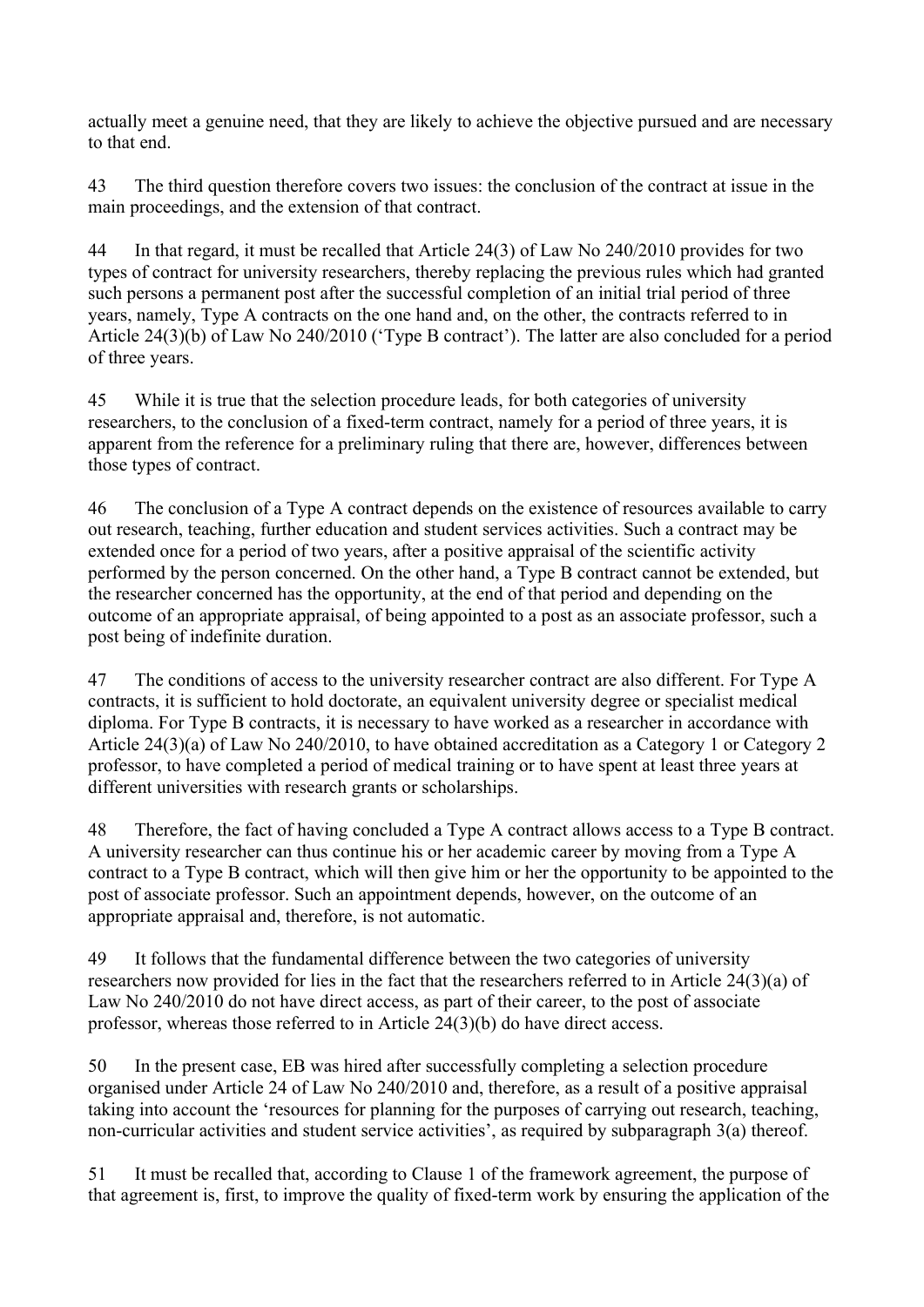actually meet a genuine need, that they are likely to achieve the objective pursued and are necessary to that end.

43 The third question therefore covers two issues: the conclusion of the contract at issue in the main proceedings, and the extension of that contract.

44 In that regard, it must be recalled that Article 24(3) of Law No 240/2010 provides for two types of contract for university researchers, thereby replacing the previous rules which had granted such persons a permanent post after the successful completion of an initial trial period of three years, namely, Type A contracts on the one hand and, on the other, the contracts referred to in Article 24(3)(b) of Law No 240/2010 ('Type B contract'). The latter are also concluded for a period of three years.

45 While it is true that the selection procedure leads, for both categories of university researchers, to the conclusion of a fixed-term contract, namely for a period of three years, it is apparent from the reference for a preliminary ruling that there are, however, differences between those types of contract.

46 The conclusion of a Type A contract depends on the existence of resources available to carry out research, teaching, further education and student services activities. Such a contract may be extended once for a period of two years, after a positive appraisal of the scientific activity performed by the person concerned. On the other hand, a Type B contract cannot be extended, but the researcher concerned has the opportunity, at the end of that period and depending on the outcome of an appropriate appraisal, of being appointed to a post as an associate professor, such a post being of indefinite duration.

47 The conditions of access to the university researcher contract are also different. For Type A contracts, it is sufficient to hold doctorate, an equivalent university degree or specialist medical diploma. For Type B contracts, it is necessary to have worked as a researcher in accordance with Article 24(3)(a) of Law No 240/2010, to have obtained accreditation as a Category 1 or Category 2 professor, to have completed a period of medical training or to have spent at least three years at different universities with research grants or scholarships.

48 Therefore, the fact of having concluded a Type A contract allows access to a Type B contract. A university researcher can thus continue his or her academic career by moving from a Type A contract to a Type B contract, which will then give him or her the opportunity to be appointed to the post of associate professor. Such an appointment depends, however, on the outcome of an appropriate appraisal and, therefore, is not automatic.

49 It follows that the fundamental difference between the two categories of university researchers now provided for lies in the fact that the researchers referred to in Article 24(3)(a) of Law No 240/2010 do not have direct access, as part of their career, to the post of associate professor, whereas those referred to in Article 24(3)(b) do have direct access.

50 In the present case, EB was hired after successfully completing a selection procedure organised under Article 24 of Law No 240/2010 and, therefore, as a result of a positive appraisal taking into account the 'resources for planning for the purposes of carrying out research, teaching, non-curricular activities and student service activities', as required by subparagraph 3(a) thereof.

51 It must be recalled that, according to Clause 1 of the framework agreement, the purpose of that agreement is, first, to improve the quality of fixed-term work by ensuring the application of the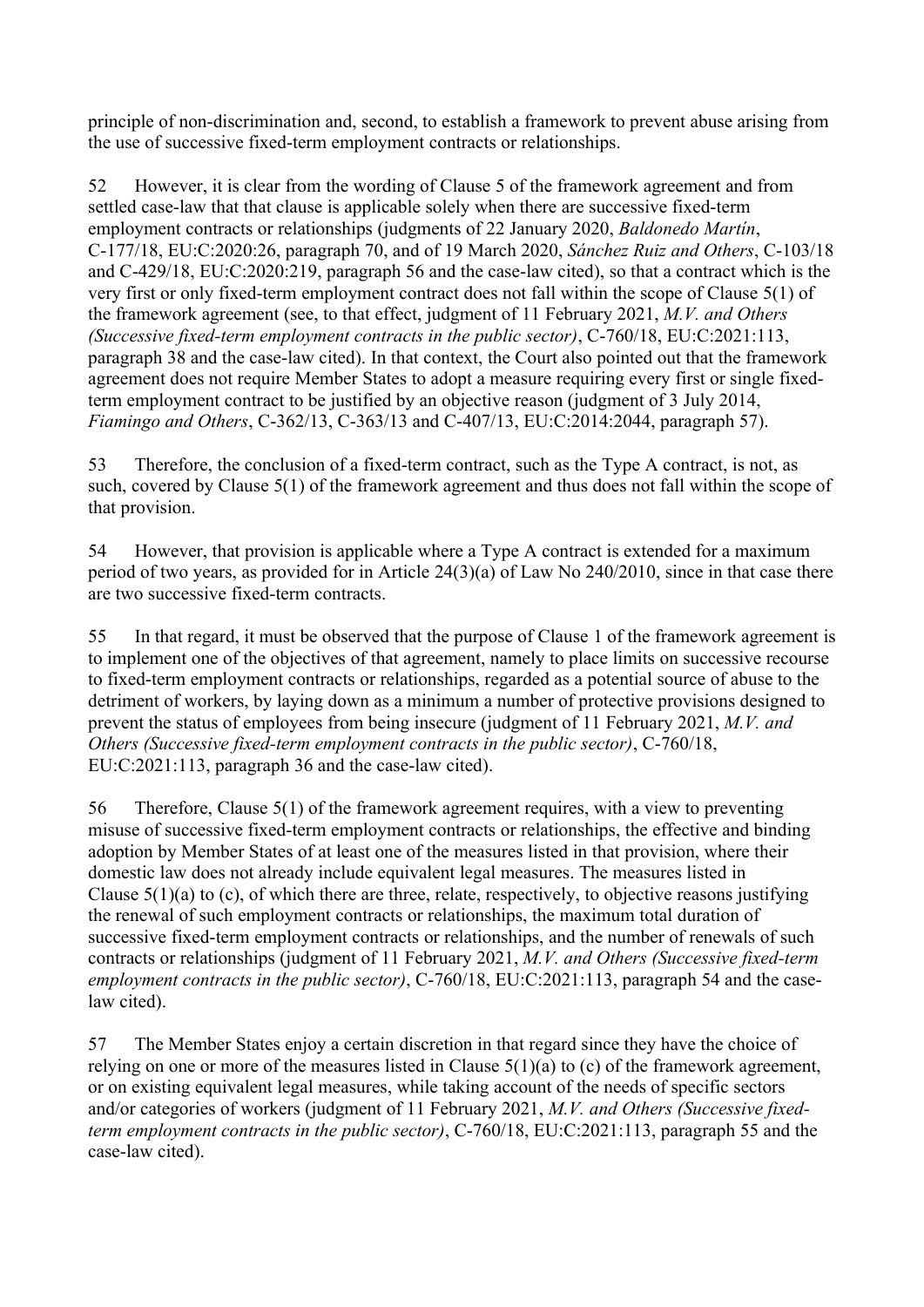principle of non-discrimination and, second, to establish a framework to prevent abuse arising from the use of successive fixed-term employment contracts or relationships.

52 However, it is clear from the wording of Clause 5 of the framework agreement and from settled case-law that that clause is applicable solely when there are successive fixed-term employment contracts or relationships (judgments of 22 January 2020, *Baldonedo Martín*, C-177/18, EU:C:2020:26, paragraph 70, and of 19 March 2020, *Sánchez Ruiz and Others*, C-103/18 and C-429/18, EU:C:2020:219, paragraph 56 and the case-law cited), so that a contract which is the very first or only fixed-term employment contract does not fall within the scope of Clause 5(1) of the framework agreement (see, to that effect, judgment of 11 February 2021, *M.V. and Others (Successive fixed-term employment contracts in the public sector)*, C-760/18, EU:C:2021:113, paragraph 38 and the case-law cited). In that context, the Court also pointed out that the framework agreement does not require Member States to adopt a measure requiring every first or single fixed-term employment contract to be justified by an objective reason (judgment of 3 July 2014, *Fiamingo and Others*, C-362/13, C-363/13 and C-407/13, EU:C:2014:2044, paragraph 57).

53 Therefore, the conclusion of a fixed-term contract, such as the Type A contract, is not, as such, covered by Clause 5(1) of the framework agreement and thus does not fall within the scope of that provision.

54 However, that provision is applicable where a Type A contract is extended for a maximum period of two years, as provided for in Article 24(3)(a) of Law No 240/2010, since in that case there are two successive fixed-term contracts.

55 In that regard, it must be observed that the purpose of Clause 1 of the framework agreement is to implement one of the objectives of that agreement, namely to place limits on successive recourse to fixed-term employment contracts or relationships, regarded as a potential source of abuse to the detriment of workers, by laying down as a minimum a number of protective provisions designed to prevent the status of employees from being insecure (judgment of 11 February 2021, *M.V. and Others (Successive fixed-term employment contracts in the public sector)*, C-760/18, EU:C:2021:113, paragraph 36 and the case-law cited).

56 Therefore, Clause 5(1) of the framework agreement requires, with a view to preventing misuse of successive fixed-term employment contracts or relationships, the effective and binding adoption by Member States of at least one of the measures listed in that provision, where their domestic law does not already include equivalent legal measures. The measures listed in Clause 5(1)(a) to (c), of which there are three, relate, respectively, to objective reasons justifying the renewal of such employment contracts or relationships, the maximum total duration of successive fixed-term employment contracts or relationships, and the number of renewals of such contracts or relationships (judgment of 11 February 2021, *M.V. and Others (Successive fixed-term employment contracts in the public sector)*, C-760/18, EU:C:2021:113, paragraph 54 and the case-law cited).

57 The Member States enjoy a certain discretion in that regard since they have the choice of relying on one or more of the measures listed in Clause 5(1)(a) to (c) of the framework agreement, or on existing equivalent legal measures, while taking account of the needs of specific sectors and/or categories of workers (judgment of 11 February 2021, *M.V. and Others (Successive fixed-term employment contracts in the public sector)*, C-760/18, EU:C:2021:113, paragraph 55 and the case-law cited).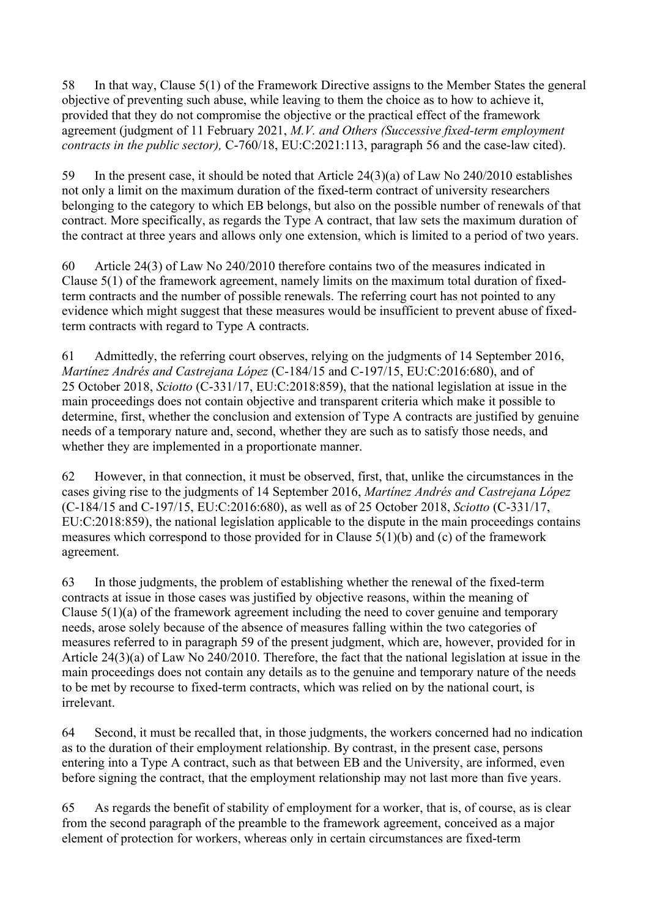58 In that way, Clause 5(1) of the Framework Directive assigns to the Member States the general objective of preventing such abuse, while leaving to them the choice as to how to achieve it, provided that they do not compromise the objective or the practical effect of the framework agreement (judgment of 11 February 2021, *M.V. and Others (Successive fixed-term employment contracts in the public sector),* C-760/18, EU:C:2021:113, paragraph 56 and the case-law cited).

59 In the present case, it should be noted that Article 24(3)(a) of Law No 240/2010 establishes not only a limit on the maximum duration of the fixed-term contract of university researchers belonging to the category to which EB belongs, but also on the possible number of renewals of that contract. More specifically, as regards the Type A contract, that law sets the maximum duration of the contract at three years and allows only one extension, which is limited to a period of two years.

60 Article 24(3) of Law No 240/2010 therefore contains two of the measures indicated in Clause 5(1) of the framework agreement, namely limits on the maximum total duration of fixed-term contracts and the number of possible renewals. The referring court has not pointed to any evidence which might suggest that these measures would be insufficient to prevent abuse of fixed-term contracts with regard to Type A contracts.

61 Admittedly, the referring court observes, relying on the judgments of 14 September 2016, *Martínez Andrés and Castrejana López* (C-184/15 and C-197/15, EU:C:2016:680), and of 25 October 2018, *Sciotto* (C-331/17, EU:C:2018:859), that the national legislation at issue in the main proceedings does not contain objective and transparent criteria which make it possible to determine, first, whether the conclusion and extension of Type A contracts are justified by genuine needs of a temporary nature and, second, whether they are such as to satisfy those needs, and whether they are implemented in a proportionate manner.

62 However, in that connection, it must be observed, first, that, unlike the circumstances in the cases giving rise to the judgments of 14 September 2016, *Martínez Andrés and Castrejana López* (C-184/15 and C-197/15, EU:C:2016:680), as well as of 25 October 2018, *Sciotto* (C-331/17, EU:C:2018:859), the national legislation applicable to the dispute in the main proceedings contains measures which correspond to those provided for in Clause 5(1)(b) and (c) of the framework agreement.

63 In those judgments, the problem of establishing whether the renewal of the fixed-term contracts at issue in those cases was justified by objective reasons, within the meaning of Clause 5(1)(a) of the framework agreement including the need to cover genuine and temporary needs, arose solely because of the absence of measures falling within the two categories of measures referred to in paragraph 59 of the present judgment, which are, however, provided for in Article 24(3)(a) of Law No 240/2010. Therefore, the fact that the national legislation at issue in the main proceedings does not contain any details as to the genuine and temporary nature of the needs to be met by recourse to fixed-term contracts, which was relied on by the national court, is irrelevant.

64 Second, it must be recalled that, in those judgments, the workers concerned had no indication as to the duration of their employment relationship. By contrast, in the present case, persons entering into a Type A contract, such as that between EB and the University, are informed, even before signing the contract, that the employment relationship may not last more than five years.

65 As regards the benefit of stability of employment for a worker, that is, of course, as is clear from the second paragraph of the preamble to the framework agreement, conceived as a major element of protection for workers, whereas only in certain circumstances are fixed-term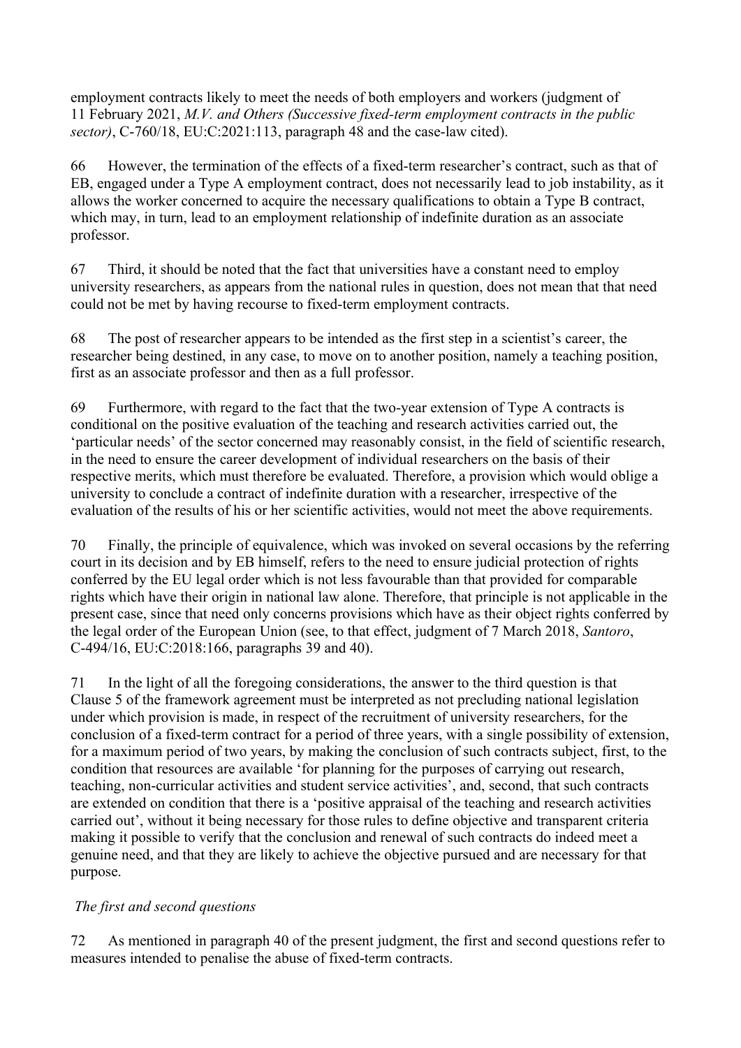employment contracts likely to meet the needs of both employers and workers (judgment of 11 February 2021, *M.V. and Others (Successive fixed-term employment contracts in the public sector)*, C-760/18, EU:C:2021:113, paragraph 48 and the case-law cited).

66 However, the termination of the effects of a fixed-term researcher's contract, such as that of EB, engaged under a Type A employment contract, does not necessarily lead to job instability, as it allows the worker concerned to acquire the necessary qualifications to obtain a Type B contract, which may, in turn, lead to an employment relationship of indefinite duration as an associate professor.

67 Third, it should be noted that the fact that universities have a constant need to employ university researchers, as appears from the national rules in question, does not mean that that need could not be met by having recourse to fixed-term employment contracts.

68 The post of researcher appears to be intended as the first step in a scientist's career, the researcher being destined, in any case, to move on to another position, namely a teaching position, first as an associate professor and then as a full professor.

69 Furthermore, with regard to the fact that the two-year extension of Type A contracts is conditional on the positive evaluation of the teaching and research activities carried out, the 'particular needs' of the sector concerned may reasonably consist, in the field of scientific research, in the need to ensure the career development of individual researchers on the basis of their respective merits, which must therefore be evaluated. Therefore, a provision which would oblige a university to conclude a contract of indefinite duration with a researcher, irrespective of the evaluation of the results of his or her scientific activities, would not meet the above requirements.

70 Finally, the principle of equivalence, which was invoked on several occasions by the referring court in its decision and by EB himself, refers to the need to ensure judicial protection of rights conferred by the EU legal order which is not less favourable than that provided for comparable rights which have their origin in national law alone. Therefore, that principle is not applicable in the present case, since that need only concerns provisions which have as their object rights conferred by the legal order of the European Union (see, to that effect, judgment of 7 March 2018, *Santoro*, C-494/16, EU:C:2018:166, paragraphs 39 and 40).

71 In the light of all the foregoing considerations, the answer to the third question is that Clause 5 of the framework agreement must be interpreted as not precluding national legislation under which provision is made, in respect of the recruitment of university researchers, for the conclusion of a fixed-term contract for a period of three years, with a single possibility of extension, for a maximum period of two years, by making the conclusion of such contracts subject, first, to the condition that resources are available 'for planning for the purposes of carrying out research, teaching, non-curricular activities and student service activities', and, second, that such contracts are extended on condition that there is a 'positive appraisal of the teaching and research activities carried out', without it being necessary for those rules to define objective and transparent criteria making it possible to verify that the conclusion and renewal of such contracts do indeed meet a genuine need, and that they are likely to achieve the objective pursued and are necessary for that purpose.

*The first and second questions*

72 As mentioned in paragraph 40 of the present judgment, the first and second questions refer to measures intended to penalise the abuse of fixed-term contracts.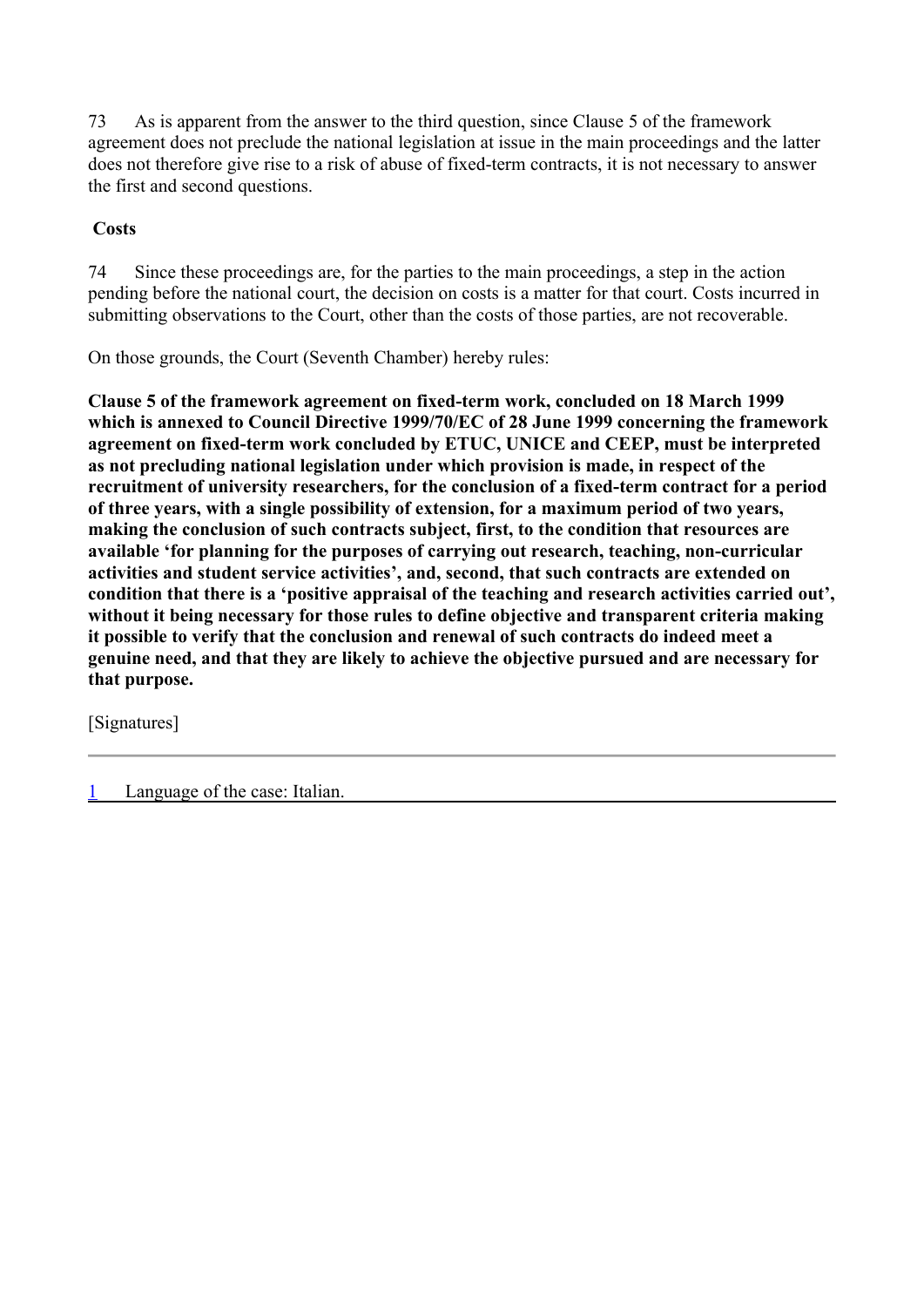73 As is apparent from the answer to the third question, since Clause 5 of the framework agreement does not preclude the national legislation at issue in the main proceedings and the latter does not therefore give rise to a risk of abuse of fixed-term contracts, it is not necessary to answer the first and second questions.

**Costs**

74 Since these proceedings are, for the parties to the main proceedings, a step in the action pending before the national court, the decision on costs is a matter for that court. Costs incurred in submitting observations to the Court, other than the costs of those parties, are not recoverable.

On those grounds, the Court (Seventh Chamber) hereby rules:

**Clause 5 of the framework agreement on fixed-term work, concluded on 18 March 1999 which is annexed to Council Directive 1999/70/EC of 28 June 1999 concerning the framework agreement on fixed-term work concluded by ETUC, UNICE and CEEP, must be interpreted as not precluding national legislation under which provision is made, in respect of the recruitment of university researchers, for the conclusion of a fixed-term contract for a period of three years, with a single possibility of extension, for a maximum period of two years, making the conclusion of such contracts subject, first, to the condition that resources are available 'for planning for the purposes of carrying out research, teaching, non-curricular activities and student service activities', and, second, that such contracts are extended on condition that there is a 'positive appraisal of the teaching and research activities carried out', without it being necessary for those rules to define objective and transparent criteria making it possible to verify that the conclusion and renewal of such contracts do indeed meet a genuine need, and that they are likely to achieve the objective pursued and are necessary for that purpose.**

[Signatures]

---

1 Language of the case: Italian.